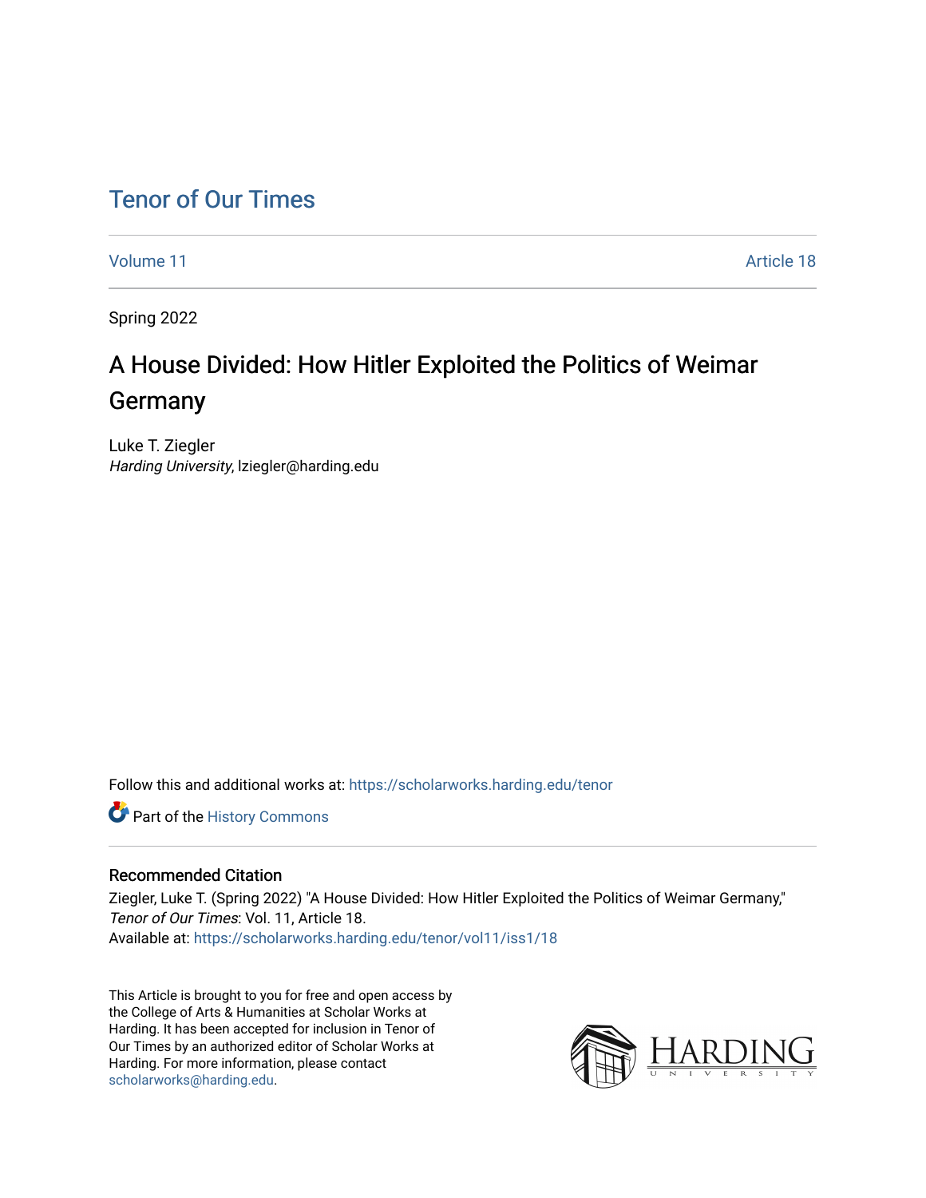# Tenor of Our Times

Volume 11 | Article 18

Spring 2022

## A House Divided: How Hitler Exploited the Politics of Weimar Germany

Luke T. Ziegler
*Harding University*, lziegler@harding.edu

Follow this and additional works at: https://scholarworks.harding.edu/tenor

Part of the History Commons

### Recommended Citation

Ziegler, Luke T. (Spring 2022) "A House Divided: How Hitler Exploited the Politics of Weimar Germany," *Tenor of Our Times*: Vol. 11, Article 18.
Available at: https://scholarworks.harding.edu/tenor/vol11/iss1/18

This Article is brought to you for free and open access by the College of Arts & Humanities at Scholar Works at Harding. It has been accepted for inclusion in Tenor of Our Times by an authorized editor of Scholar Works at Harding. For more information, please contact scholarworks@harding.edu.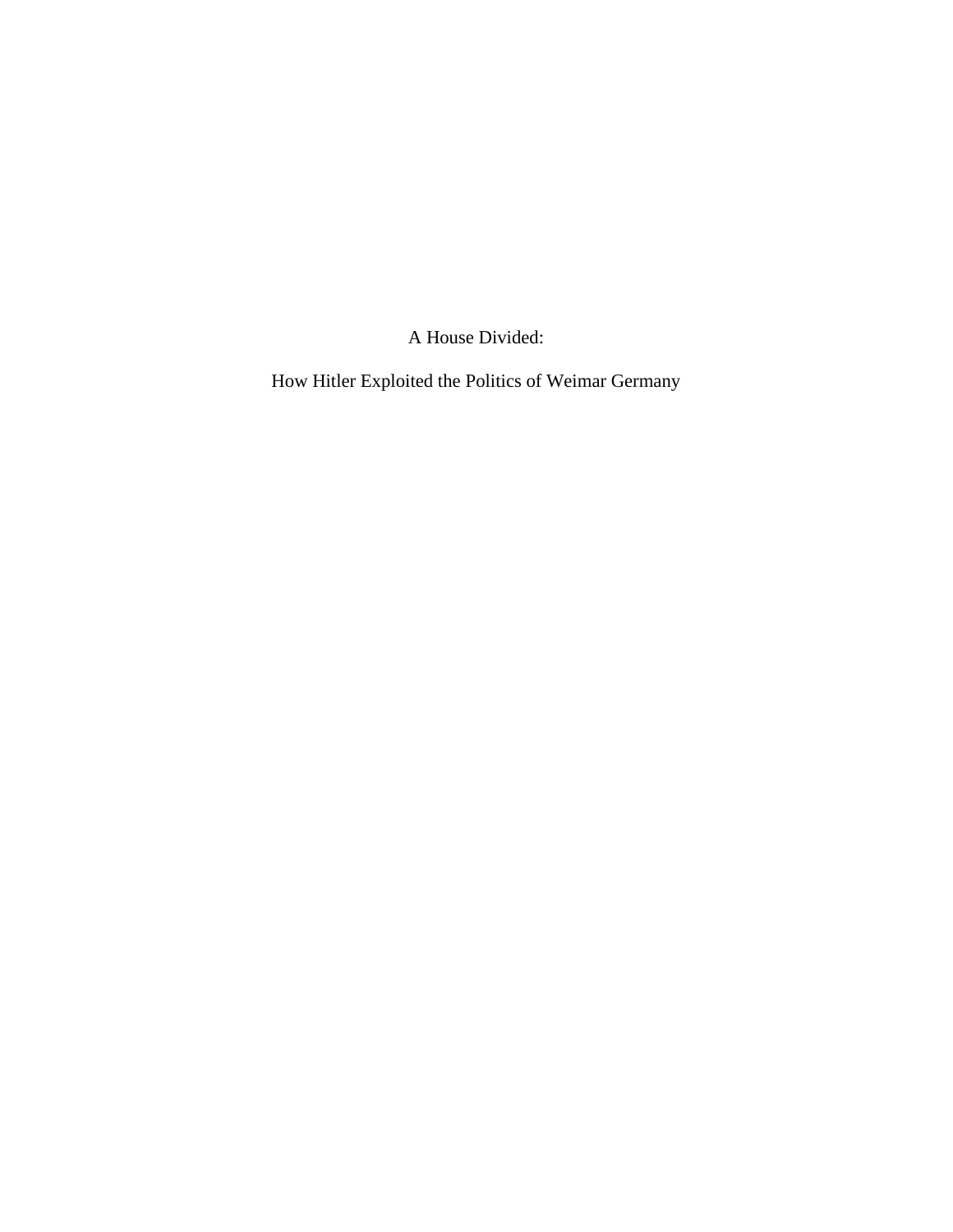# A House Divided:

## How Hitler Exploited the Politics of Weimar Germany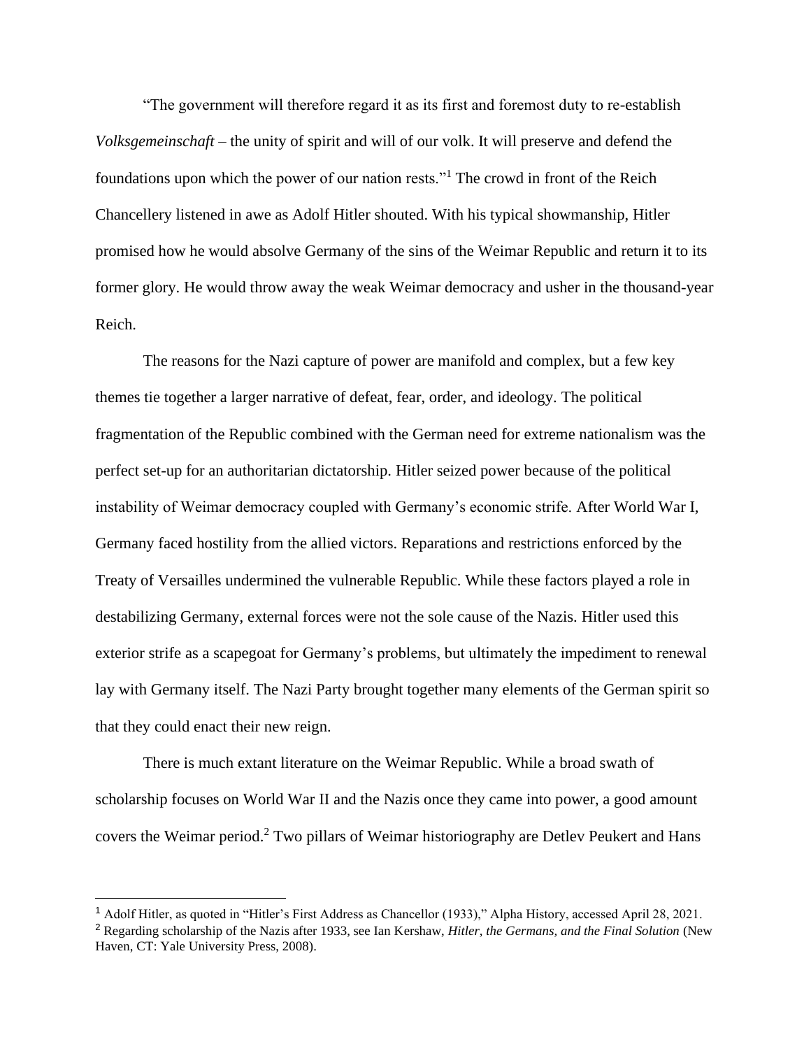"The government will therefore regard it as its first and foremost duty to re-establish *Volksgemeinschaft* – the unity of spirit and will of our volk. It will preserve and defend the foundations upon which the power of our nation rests."[1] The crowd in front of the Reich Chancellery listened in awe as Adolf Hitler shouted. With his typical showmanship, Hitler promised how he would absolve Germany of the sins of the Weimar Republic and return it to its former glory. He would throw away the weak Weimar democracy and usher in the thousand-year Reich.

The reasons for the Nazi capture of power are manifold and complex, but a few key themes tie together a larger narrative of defeat, fear, order, and ideology. The political fragmentation of the Republic combined with the German need for extreme nationalism was the perfect set-up for an authoritarian dictatorship. Hitler seized power because of the political instability of Weimar democracy coupled with Germany's economic strife. After World War I, Germany faced hostility from the allied victors. Reparations and restrictions enforced by the Treaty of Versailles undermined the vulnerable Republic. While these factors played a role in destabilizing Germany, external forces were not the sole cause of the Nazis. Hitler used this exterior strife as a scapegoat for Germany's problems, but ultimately the impediment to renewal lay with Germany itself. The Nazi Party brought together many elements of the German spirit so that they could enact their new reign.

There is much extant literature on the Weimar Republic. While a broad swath of scholarship focuses on World War II and the Nazis once they came into power, a good amount covers the Weimar period.[2] Two pillars of Weimar historiography are Detlev Peukert and Hans

---

[1] Adolf Hitler, as quoted in "Hitler's First Address as Chancellor (1933)," Alpha History, accessed April 28, 2021.

[2] Regarding scholarship of the Nazis after 1933, see Ian Kershaw, *Hitler, the Germans, and the Final Solution* (New Haven, CT: Yale University Press, 2008).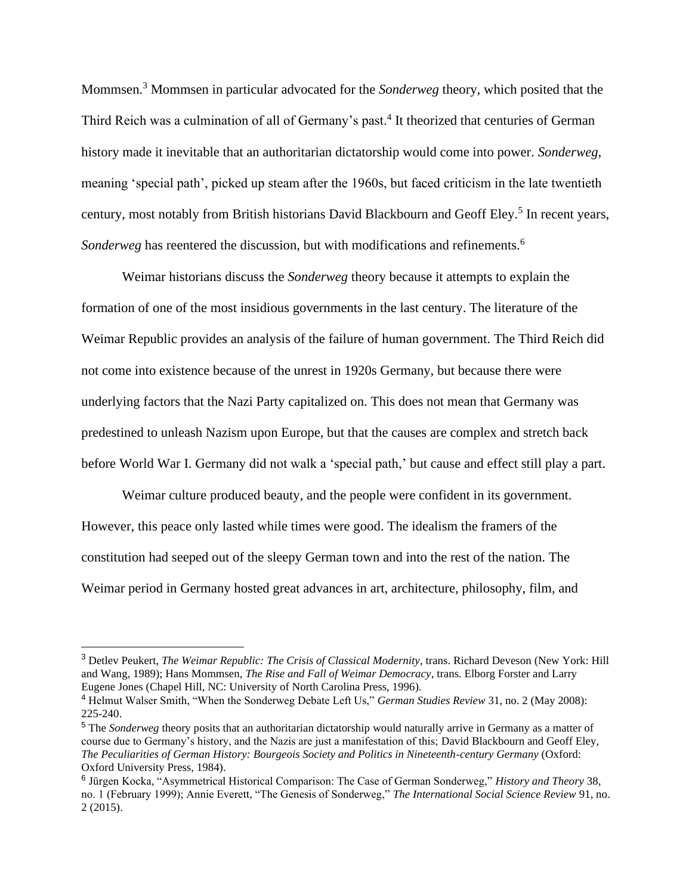Mommsen.[3] Mommsen in particular advocated for the *Sonderweg* theory, which posited that the Third Reich was a culmination of all of Germany's past.[4] It theorized that centuries of German history made it inevitable that an authoritarian dictatorship would come into power. *Sonderweg*, meaning 'special path', picked up steam after the 1960s, but faced criticism in the late twentieth century, most notably from British historians David Blackbourn and Geoff Eley.[5] In recent years, *Sonderweg* has reentered the discussion, but with modifications and refinements.[6]

Weimar historians discuss the *Sonderweg* theory because it attempts to explain the formation of one of the most insidious governments in the last century. The literature of the Weimar Republic provides an analysis of the failure of human government. The Third Reich did not come into existence because of the unrest in 1920s Germany, but because there were underlying factors that the Nazi Party capitalized on. This does not mean that Germany was predestined to unleash Nazism upon Europe, but that the causes are complex and stretch back before World War I. Germany did not walk a 'special path,' but cause and effect still play a part.

Weimar culture produced beauty, and the people were confident in its government. However, this peace only lasted while times were good. The idealism the framers of the constitution had seeped out of the sleepy German town and into the rest of the nation. The Weimar period in Germany hosted great advances in art, architecture, philosophy, film, and

---

[3] Detlev Peukert, *The Weimar Republic: The Crisis of Classical Modernity*, trans. Richard Deveson (New York: Hill and Wang, 1989); Hans Mommsen, *The Rise and Fall of Weimar Democracy*, trans. Elborg Forster and Larry Eugene Jones (Chapel Hill, NC: University of North Carolina Press, 1996).

[4] Helmut Walser Smith, "When the Sonderweg Debate Left Us," *German Studies Review* 31, no. 2 (May 2008): 225-240.

[5] The *Sonderweg* theory posits that an authoritarian dictatorship would naturally arrive in Germany as a matter of course due to Germany's history, and the Nazis are just a manifestation of this; David Blackbourn and Geoff Eley, *The Peculiarities of German History: Bourgeois Society and Politics in Nineteenth-century Germany* (Oxford: Oxford University Press, 1984).

[6] Jürgen Kocka, "Asymmetrical Historical Comparison: The Case of German Sonderweg," *History and Theory* 38, no. 1 (February 1999); Annie Everett, "The Genesis of Sonderweg," *The International Social Science Review* 91, no. 2 (2015).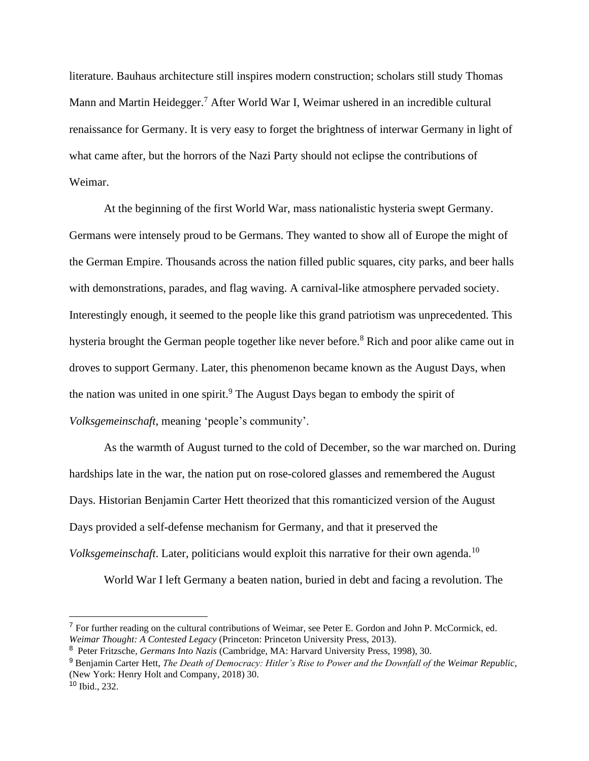literature. Bauhaus architecture still inspires modern construction; scholars still study Thomas Mann and Martin Heidegger.[7] After World War I, Weimar ushered in an incredible cultural renaissance for Germany. It is very easy to forget the brightness of interwar Germany in light of what came after, but the horrors of the Nazi Party should not eclipse the contributions of Weimar.

At the beginning of the first World War, mass nationalistic hysteria swept Germany. Germans were intensely proud to be Germans. They wanted to show all of Europe the might of the German Empire. Thousands across the nation filled public squares, city parks, and beer halls with demonstrations, parades, and flag waving. A carnival-like atmosphere pervaded society. Interestingly enough, it seemed to the people like this grand patriotism was unprecedented. This hysteria brought the German people together like never before.[8] Rich and poor alike came out in droves to support Germany. Later, this phenomenon became known as the August Days, when the nation was united in one spirit.[9] The August Days began to embody the spirit of *Volksgemeinschaft*, meaning 'people's community'.

As the warmth of August turned to the cold of December, so the war marched on. During hardships late in the war, the nation put on rose-colored glasses and remembered the August Days. Historian Benjamin Carter Hett theorized that this romanticized version of the August Days provided a self-defense mechanism for Germany, and that it preserved the *Volksgemeinschaft*. Later, politicians would exploit this narrative for their own agenda.[10]

World War I left Germany a beaten nation, buried in debt and facing a revolution. The

---

[7] For further reading on the cultural contributions of Weimar, see Peter E. Gordon and John P. McCormick, ed. *Weimar Thought: A Contested Legacy* (Princeton: Princeton University Press, 2013).

[8] Peter Fritzsche, *Germans Into Nazis* (Cambridge, MA: Harvard University Press, 1998), 30.

[9] Benjamin Carter Hett, *The Death of Democracy: Hitler's Rise to Power and the Downfall of the Weimar Republic*, (New York: Henry Holt and Company, 2018) 30.

[10] Ibid., 232.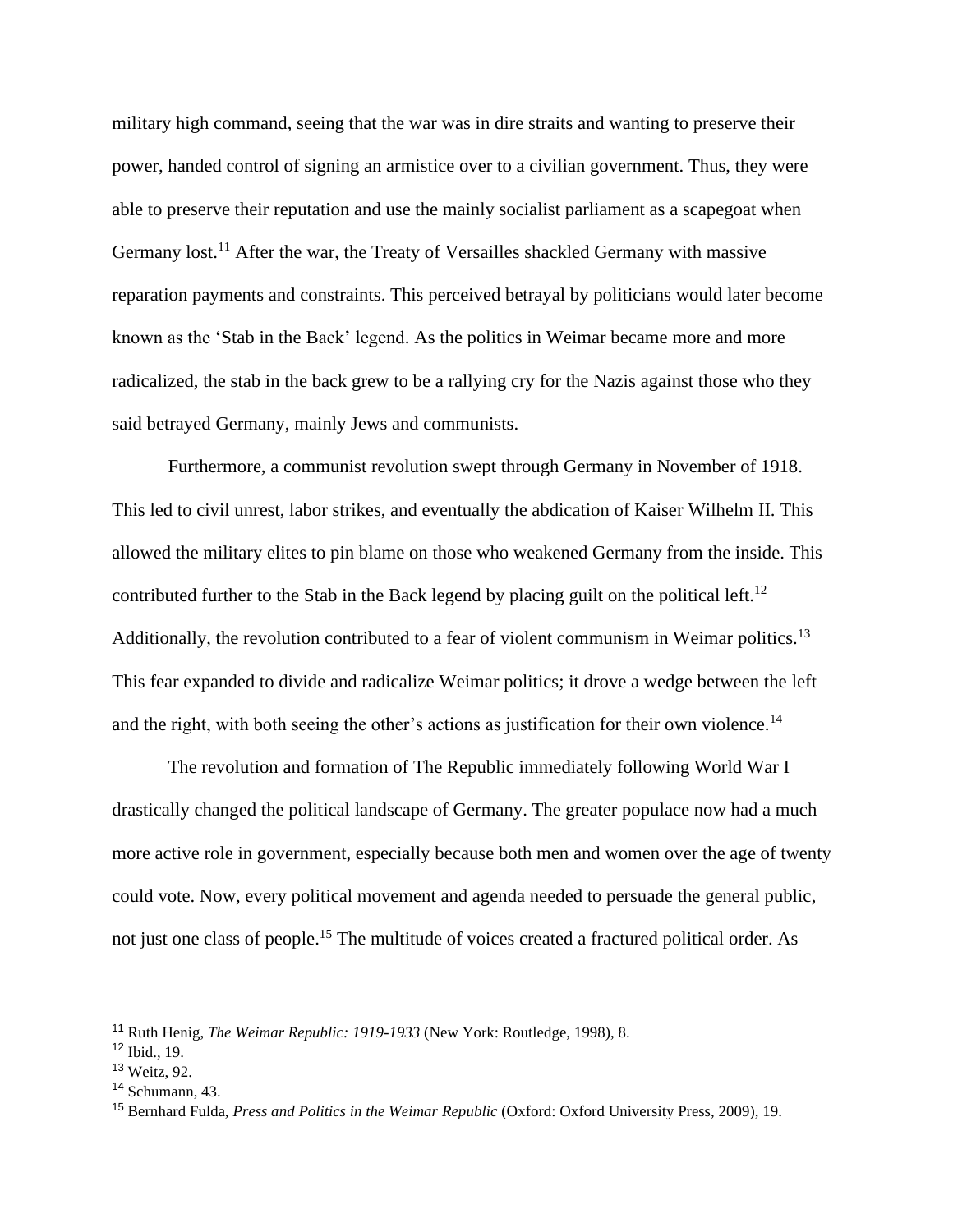military high command, seeing that the war was in dire straits and wanting to preserve their power, handed control of signing an armistice over to a civilian government. Thus, they were able to preserve their reputation and use the mainly socialist parliament as a scapegoat when Germany lost.[11] After the war, the Treaty of Versailles shackled Germany with massive reparation payments and constraints. This perceived betrayal by politicians would later become known as the 'Stab in the Back' legend. As the politics in Weimar became more and more radicalized, the stab in the back grew to be a rallying cry for the Nazis against those who they said betrayed Germany, mainly Jews and communists.

Furthermore, a communist revolution swept through Germany in November of 1918. This led to civil unrest, labor strikes, and eventually the abdication of Kaiser Wilhelm II. This allowed the military elites to pin blame on those who weakened Germany from the inside. This contributed further to the Stab in the Back legend by placing guilt on the political left.[12] Additionally, the revolution contributed to a fear of violent communism in Weimar politics.[13] This fear expanded to divide and radicalize Weimar politics; it drove a wedge between the left and the right, with both seeing the other's actions as justification for their own violence.[14]

The revolution and formation of The Republic immediately following World War I drastically changed the political landscape of Germany. The greater populace now had a much more active role in government, especially because both men and women over the age of twenty could vote. Now, every political movement and agenda needed to persuade the general public, not just one class of people.[15] The multitude of voices created a fractured political order. As

---

[11] Ruth Henig, *The Weimar Republic: 1919-1933* (New York: Routledge, 1998), 8.

[12] Ibid., 19.

[13] Weitz, 92.

[14] Schumann, 43.

[15] Bernhard Fulda, *Press and Politics in the Weimar Republic* (Oxford: Oxford University Press, 2009), 19.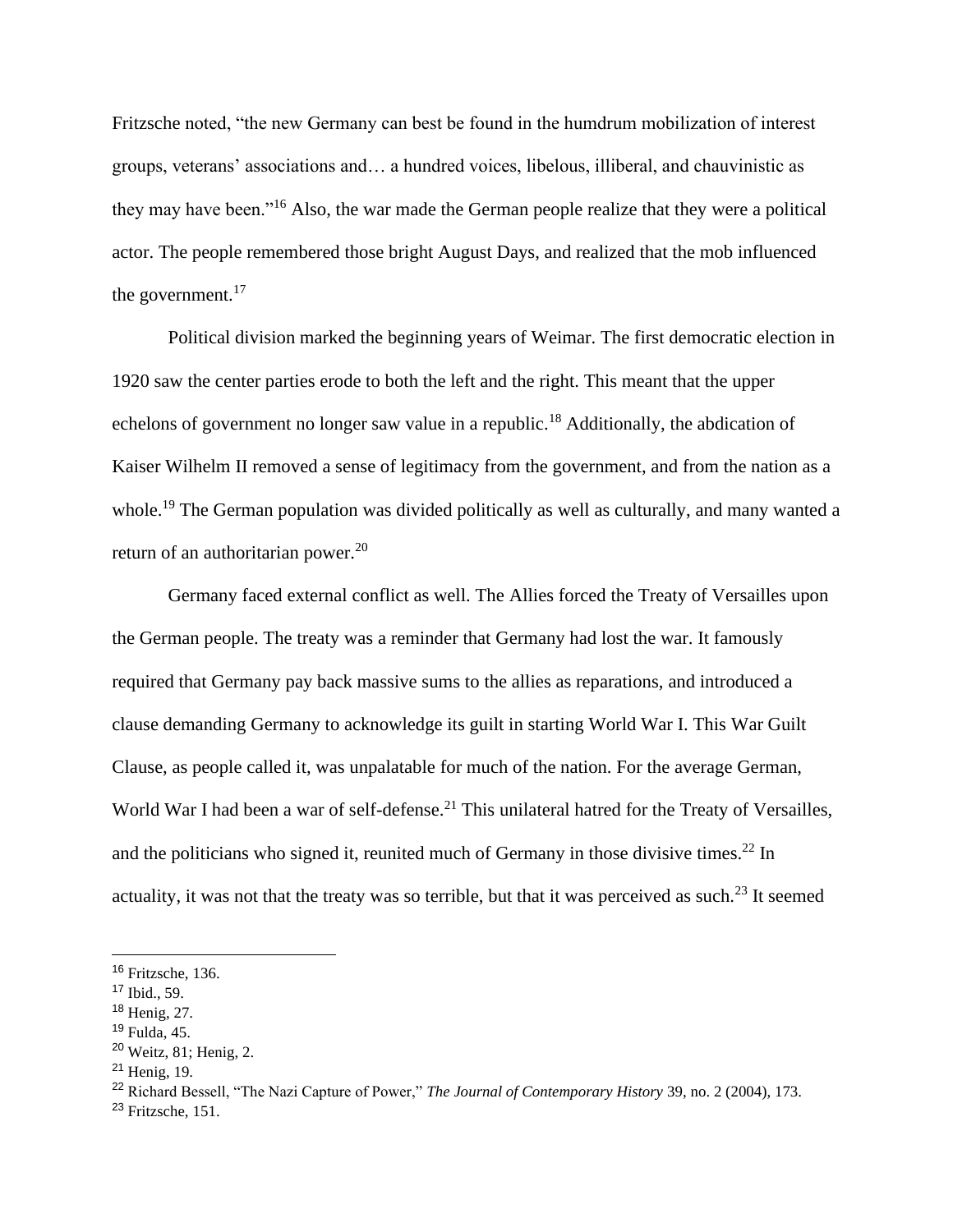Fritzsche noted, "the new Germany can best be found in the humdrum mobilization of interest groups, veterans' associations and… a hundred voices, libelous, illiberal, and chauvinistic as they may have been."[16] Also, the war made the German people realize that they were a political actor. The people remembered those bright August Days, and realized that the mob influenced the government.[17]

Political division marked the beginning years of Weimar. The first democratic election in 1920 saw the center parties erode to both the left and the right. This meant that the upper echelons of government no longer saw value in a republic.[18] Additionally, the abdication of Kaiser Wilhelm II removed a sense of legitimacy from the government, and from the nation as a whole.[19] The German population was divided politically as well as culturally, and many wanted a return of an authoritarian power.[20]

Germany faced external conflict as well. The Allies forced the Treaty of Versailles upon the German people. The treaty was a reminder that Germany had lost the war. It famously required that Germany pay back massive sums to the allies as reparations, and introduced a clause demanding Germany to acknowledge its guilt in starting World War I. This War Guilt Clause, as people called it, was unpalatable for much of the nation. For the average German, World War I had been a war of self-defense.[21] This unilateral hatred for the Treaty of Versailles, and the politicians who signed it, reunited much of Germany in those divisive times.[22] In actuality, it was not that the treaty was so terrible, but that it was perceived as such.[23] It seemed

---

[16] Fritzsche, 136.
[17] Ibid., 59.
[18] Henig, 27.
[19] Fulda, 45.
[20] Weitz, 81; Henig, 2.
[21] Henig, 19.
[22] Richard Bessell, "The Nazi Capture of Power," *The Journal of Contemporary History* 39, no. 2 (2004), 173.
[23] Fritzsche, 151.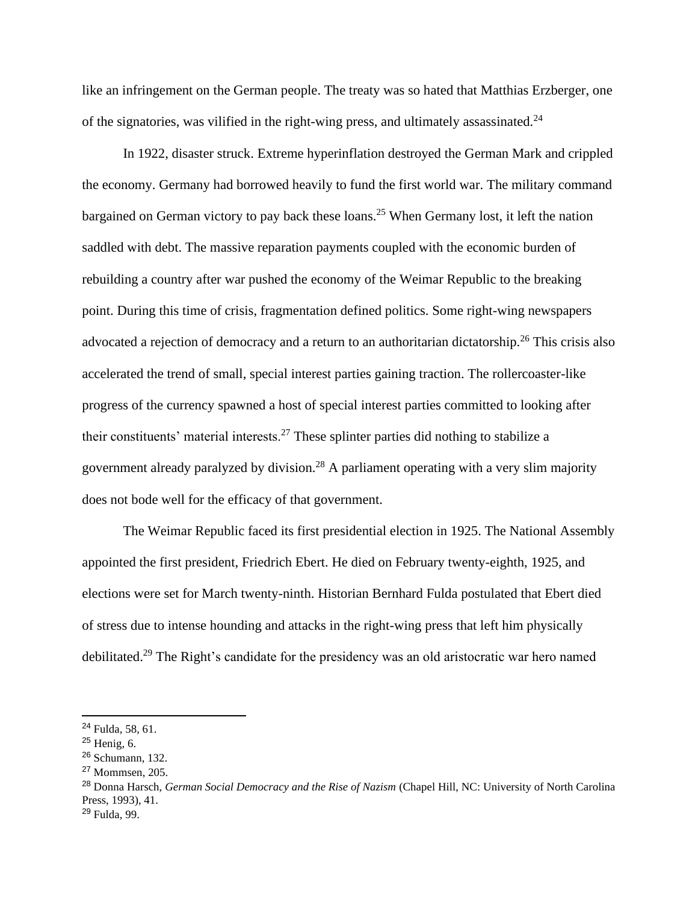like an infringement on the German people. The treaty was so hated that Matthias Erzberger, one of the signatories, was vilified in the right-wing press, and ultimately assassinated.[24]

In 1922, disaster struck. Extreme hyperinflation destroyed the German Mark and crippled the economy. Germany had borrowed heavily to fund the first world war. The military command bargained on German victory to pay back these loans.[25] When Germany lost, it left the nation saddled with debt. The massive reparation payments coupled with the economic burden of rebuilding a country after war pushed the economy of the Weimar Republic to the breaking point. During this time of crisis, fragmentation defined politics. Some right-wing newspapers advocated a rejection of democracy and a return to an authoritarian dictatorship.[26] This crisis also accelerated the trend of small, special interest parties gaining traction. The rollercoaster-like progress of the currency spawned a host of special interest parties committed to looking after their constituents' material interests.[27] These splinter parties did nothing to stabilize a government already paralyzed by division.[28] A parliament operating with a very slim majority does not bode well for the efficacy of that government.

The Weimar Republic faced its first presidential election in 1925. The National Assembly appointed the first president, Friedrich Ebert. He died on February twenty-eighth, 1925, and elections were set for March twenty-ninth. Historian Bernhard Fulda postulated that Ebert died of stress due to intense hounding and attacks in the right-wing press that left him physically debilitated.[29] The Right's candidate for the presidency was an old aristocratic war hero named

---

[24] Fulda, 58, 61.
[25] Henig, 6.
[26] Schumann, 132.
[27] Mommsen, 205.
[28] Donna Harsch, *German Social Democracy and the Rise of Nazism* (Chapel Hill, NC: University of North Carolina Press, 1993), 41.
[29] Fulda, 99.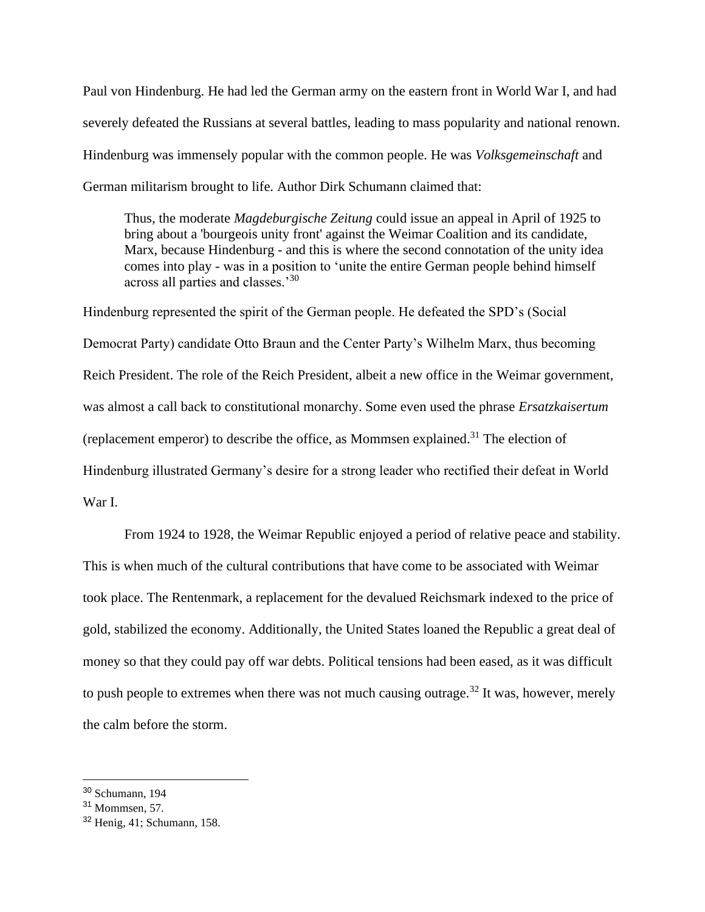Paul von Hindenburg. He had led the German army on the eastern front in World War I, and had severely defeated the Russians at several battles, leading to mass popularity and national renown. Hindenburg was immensely popular with the common people. He was *Volksgemeinschaft* and German militarism brought to life. Author Dirk Schumann claimed that:

> Thus, the moderate *Magdeburgische Zeitung* could issue an appeal in April of 1925 to bring about a 'bourgeois unity front' against the Weimar Coalition and its candidate, Marx, because Hindenburg - and this is where the second connotation of the unity idea comes into play - was in a position to 'unite the entire German people behind himself across all parties and classes.'[30]

Hindenburg represented the spirit of the German people. He defeated the SPD's (Social Democrat Party) candidate Otto Braun and the Center Party's Wilhelm Marx, thus becoming Reich President. The role of the Reich President, albeit a new office in the Weimar government, was almost a call back to constitutional monarchy. Some even used the phrase *Ersatzkaisertum* (replacement emperor) to describe the office, as Mommsen explained.[31] The election of Hindenburg illustrated Germany's desire for a strong leader who rectified their defeat in World War I.

From 1924 to 1928, the Weimar Republic enjoyed a period of relative peace and stability. This is when much of the cultural contributions that have come to be associated with Weimar took place. The Rentenmark, a replacement for the devalued Reichsmark indexed to the price of gold, stabilized the economy. Additionally, the United States loaned the Republic a great deal of money so that they could pay off war debts. Political tensions had been eased, as it was difficult to push people to extremes when there was not much causing outrage.[32] It was, however, merely the calm before the storm.

---

[30] Schumann, 194

[31] Mommsen, 57.

[32] Henig, 41; Schumann, 158.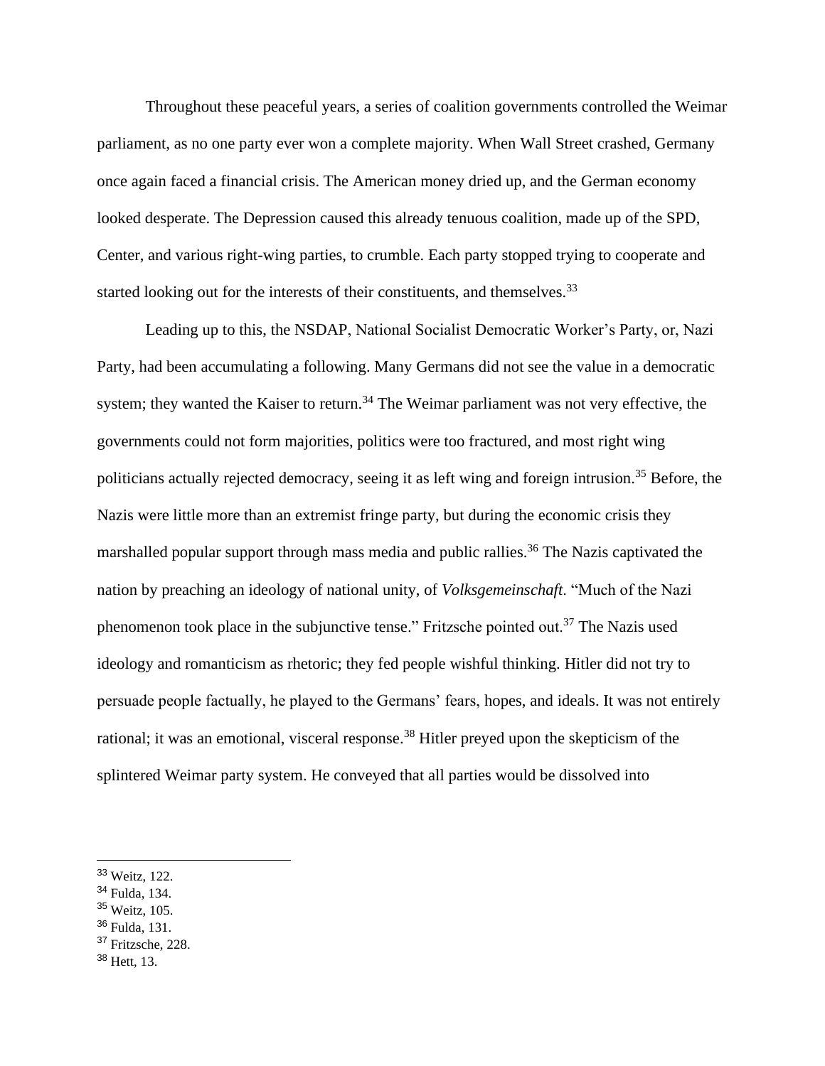Throughout these peaceful years, a series of coalition governments controlled the Weimar parliament, as no one party ever won a complete majority. When Wall Street crashed, Germany once again faced a financial crisis. The American money dried up, and the German economy looked desperate. The Depression caused this already tenuous coalition, made up of the SPD, Center, and various right-wing parties, to crumble. Each party stopped trying to cooperate and started looking out for the interests of their constituents, and themselves.[33]

Leading up to this, the NSDAP, National Socialist Democratic Worker's Party, or, Nazi Party, had been accumulating a following. Many Germans did not see the value in a democratic system; they wanted the Kaiser to return.[34] The Weimar parliament was not very effective, the governments could not form majorities, politics were too fractured, and most right wing politicians actually rejected democracy, seeing it as left wing and foreign intrusion.[35] Before, the Nazis were little more than an extremist fringe party, but during the economic crisis they marshalled popular support through mass media and public rallies.[36] The Nazis captivated the nation by preaching an ideology of national unity, of *Volksgemeinschaft*. "Much of the Nazi phenomenon took place in the subjunctive tense." Fritzsche pointed out.[37] The Nazis used ideology and romanticism as rhetoric; they fed people wishful thinking. Hitler did not try to persuade people factually, he played to the Germans' fears, hopes, and ideals. It was not entirely rational; it was an emotional, visceral response.[38] Hitler preyed upon the skepticism of the splintered Weimar party system. He conveyed that all parties would be dissolved into

---

[33] Weitz, 122.
[34] Fulda, 134.
[35] Weitz, 105.
[36] Fulda, 131.
[37] Fritzsche, 228.
[38] Hett, 13.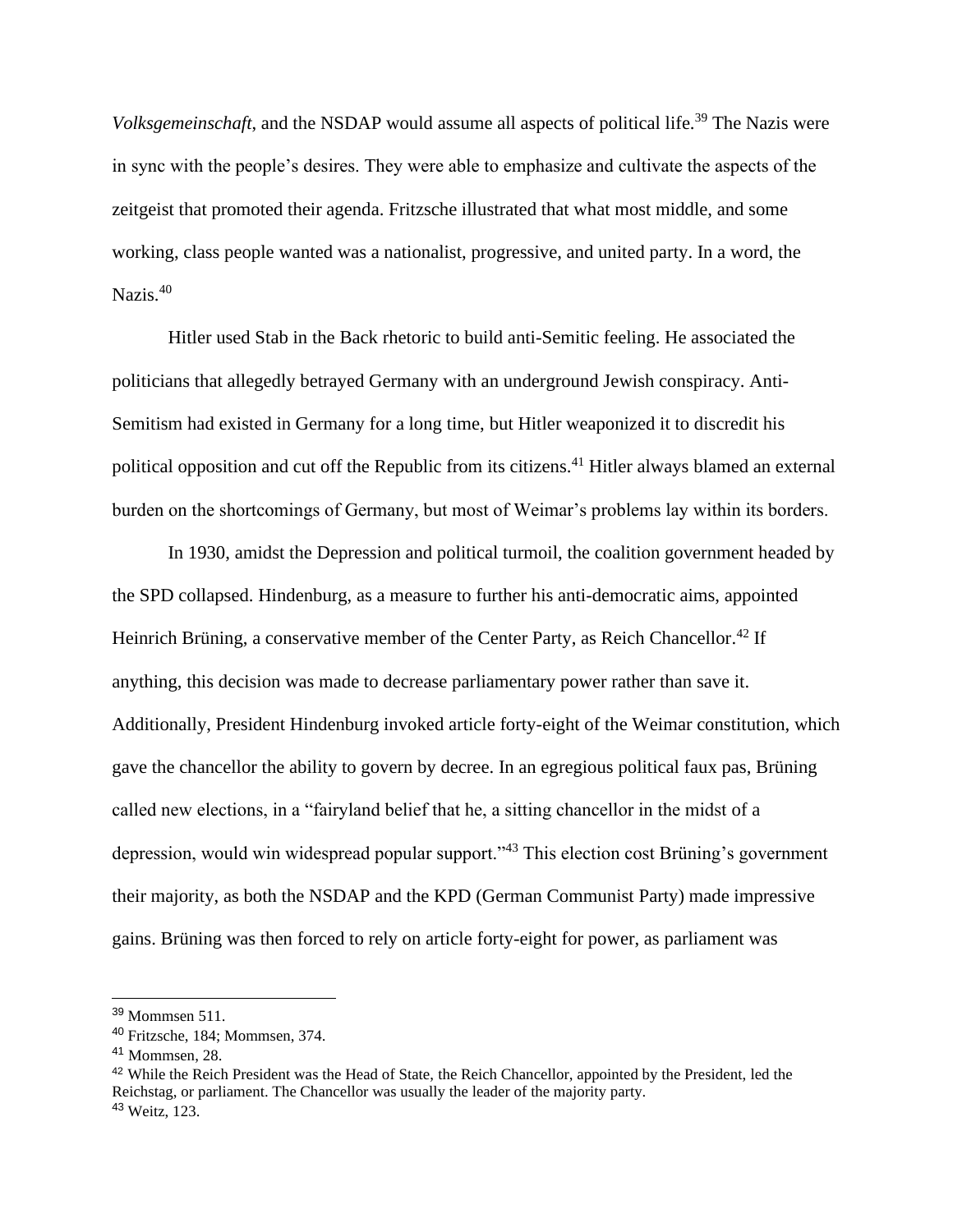*Volksgemeinschaft*, and the NSDAP would assume all aspects of political life.[39] The Nazis were in sync with the people's desires. They were able to emphasize and cultivate the aspects of the zeitgeist that promoted their agenda. Fritzsche illustrated that what most middle, and some working, class people wanted was a nationalist, progressive, and united party. In a word, the Nazis.[40]

Hitler used Stab in the Back rhetoric to build anti-Semitic feeling. He associated the politicians that allegedly betrayed Germany with an underground Jewish conspiracy. Anti-Semitism had existed in Germany for a long time, but Hitler weaponized it to discredit his political opposition and cut off the Republic from its citizens.[41] Hitler always blamed an external burden on the shortcomings of Germany, but most of Weimar's problems lay within its borders.

In 1930, amidst the Depression and political turmoil, the coalition government headed by the SPD collapsed. Hindenburg, as a measure to further his anti-democratic aims, appointed Heinrich Brüning, a conservative member of the Center Party, as Reich Chancellor.[42] If anything, this decision was made to decrease parliamentary power rather than save it. Additionally, President Hindenburg invoked article forty-eight of the Weimar constitution, which gave the chancellor the ability to govern by decree. In an egregious political faux pas, Brüning called new elections, in a "fairyland belief that he, a sitting chancellor in the midst of a depression, would win widespread popular support."[43] This election cost Brüning's government their majority, as both the NSDAP and the KPD (German Communist Party) made impressive gains. Brüning was then forced to rely on article forty-eight for power, as parliament was

---

[39] Mommsen 511.

[40] Fritzsche, 184; Mommsen, 374.

[41] Mommsen, 28.

[42] While the Reich President was the Head of State, the Reich Chancellor, appointed by the President, led the Reichstag, or parliament. The Chancellor was usually the leader of the majority party.

[43] Weitz, 123.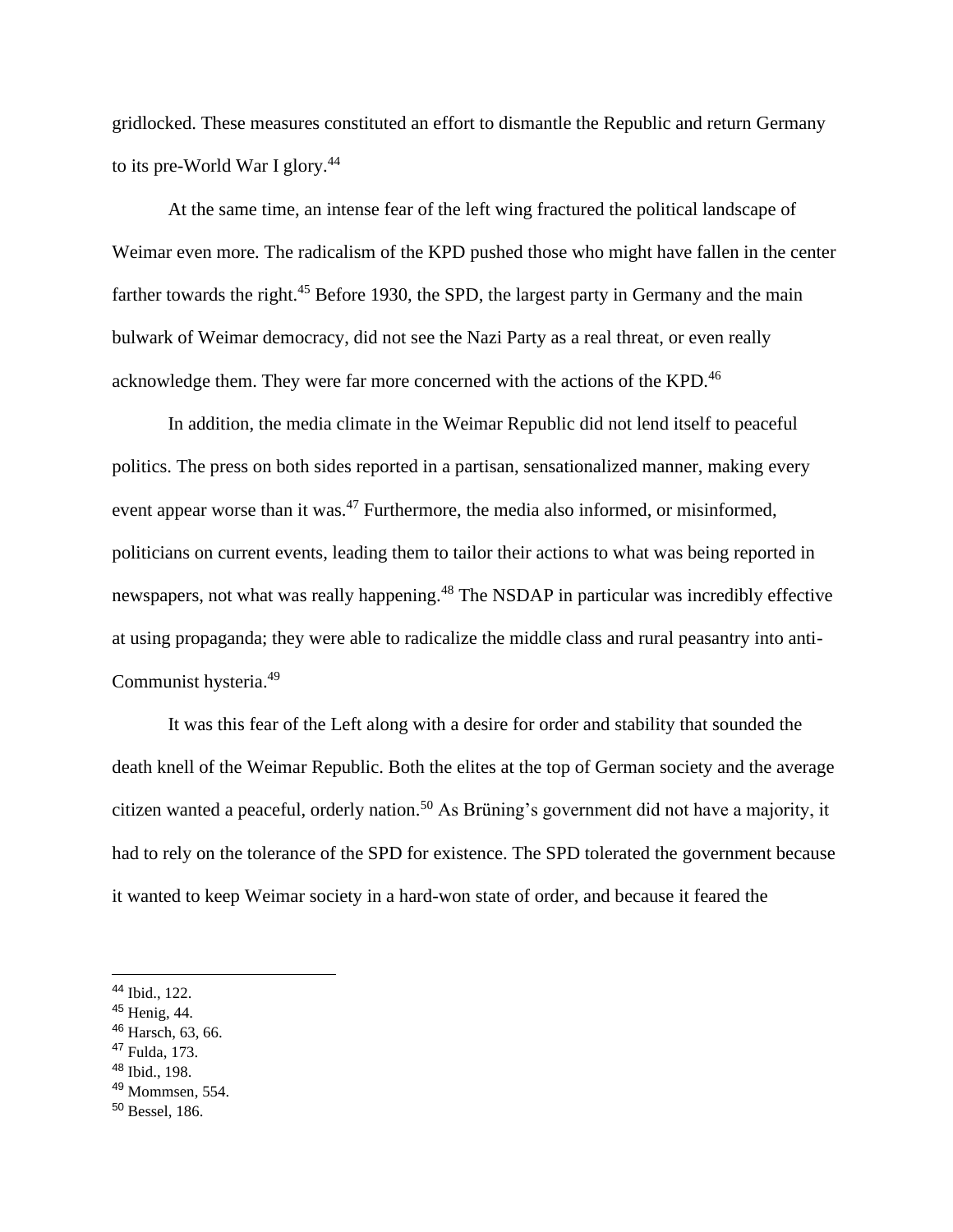gridlocked. These measures constituted an effort to dismantle the Republic and return Germany to its pre-World War I glory.[44]

At the same time, an intense fear of the left wing fractured the political landscape of Weimar even more. The radicalism of the KPD pushed those who might have fallen in the center farther towards the right.[45] Before 1930, the SPD, the largest party in Germany and the main bulwark of Weimar democracy, did not see the Nazi Party as a real threat, or even really acknowledge them. They were far more concerned with the actions of the KPD.[46]

In addition, the media climate in the Weimar Republic did not lend itself to peaceful politics. The press on both sides reported in a partisan, sensationalized manner, making every event appear worse than it was.[47] Furthermore, the media also informed, or misinformed, politicians on current events, leading them to tailor their actions to what was being reported in newspapers, not what was really happening.[48] The NSDAP in particular was incredibly effective at using propaganda; they were able to radicalize the middle class and rural peasantry into anti-Communist hysteria.[49]

It was this fear of the Left along with a desire for order and stability that sounded the death knell of the Weimar Republic. Both the elites at the top of German society and the average citizen wanted a peaceful, orderly nation.[50] As Brüning's government did not have a majority, it had to rely on the tolerance of the SPD for existence. The SPD tolerated the government because it wanted to keep Weimar society in a hard-won state of order, and because it feared the

---

[44] Ibid., 122.
[45] Henig, 44.
[46] Harsch, 63, 66.
[47] Fulda, 173.
[48] Ibid., 198.
[49] Mommsen, 554.
[50] Bessel, 186.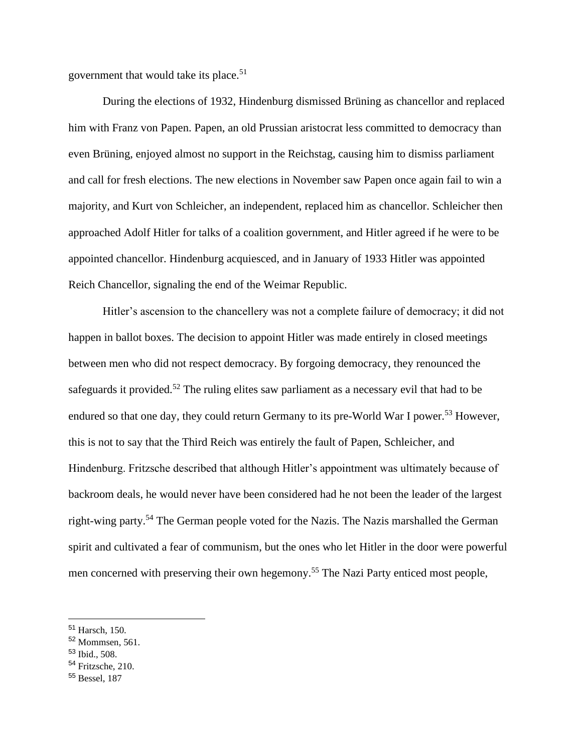government that would take its place.[51]

During the elections of 1932, Hindenburg dismissed Brüning as chancellor and replaced him with Franz von Papen. Papen, an old Prussian aristocrat less committed to democracy than even Brüning, enjoyed almost no support in the Reichstag, causing him to dismiss parliament and call for fresh elections. The new elections in November saw Papen once again fail to win a majority, and Kurt von Schleicher, an independent, replaced him as chancellor. Schleicher then approached Adolf Hitler for talks of a coalition government, and Hitler agreed if he were to be appointed chancellor. Hindenburg acquiesced, and in January of 1933 Hitler was appointed Reich Chancellor, signaling the end of the Weimar Republic.

Hitler's ascension to the chancellery was not a complete failure of democracy; it did not happen in ballot boxes. The decision to appoint Hitler was made entirely in closed meetings between men who did not respect democracy. By forgoing democracy, they renounced the safeguards it provided.[52] The ruling elites saw parliament as a necessary evil that had to be endured so that one day, they could return Germany to its pre-World War I power.[53] However, this is not to say that the Third Reich was entirely the fault of Papen, Schleicher, and Hindenburg. Fritzsche described that although Hitler's appointment was ultimately because of backroom deals, he would never have been considered had he not been the leader of the largest right-wing party.[54] The German people voted for the Nazis. The Nazis marshalled the German spirit and cultivated a fear of communism, but the ones who let Hitler in the door were powerful men concerned with preserving their own hegemony.[55] The Nazi Party enticed most people,

---

[51] Harsch, 150.
[52] Mommsen, 561.
[53] Ibid., 508.
[54] Fritzsche, 210.
[55] Bessel, 187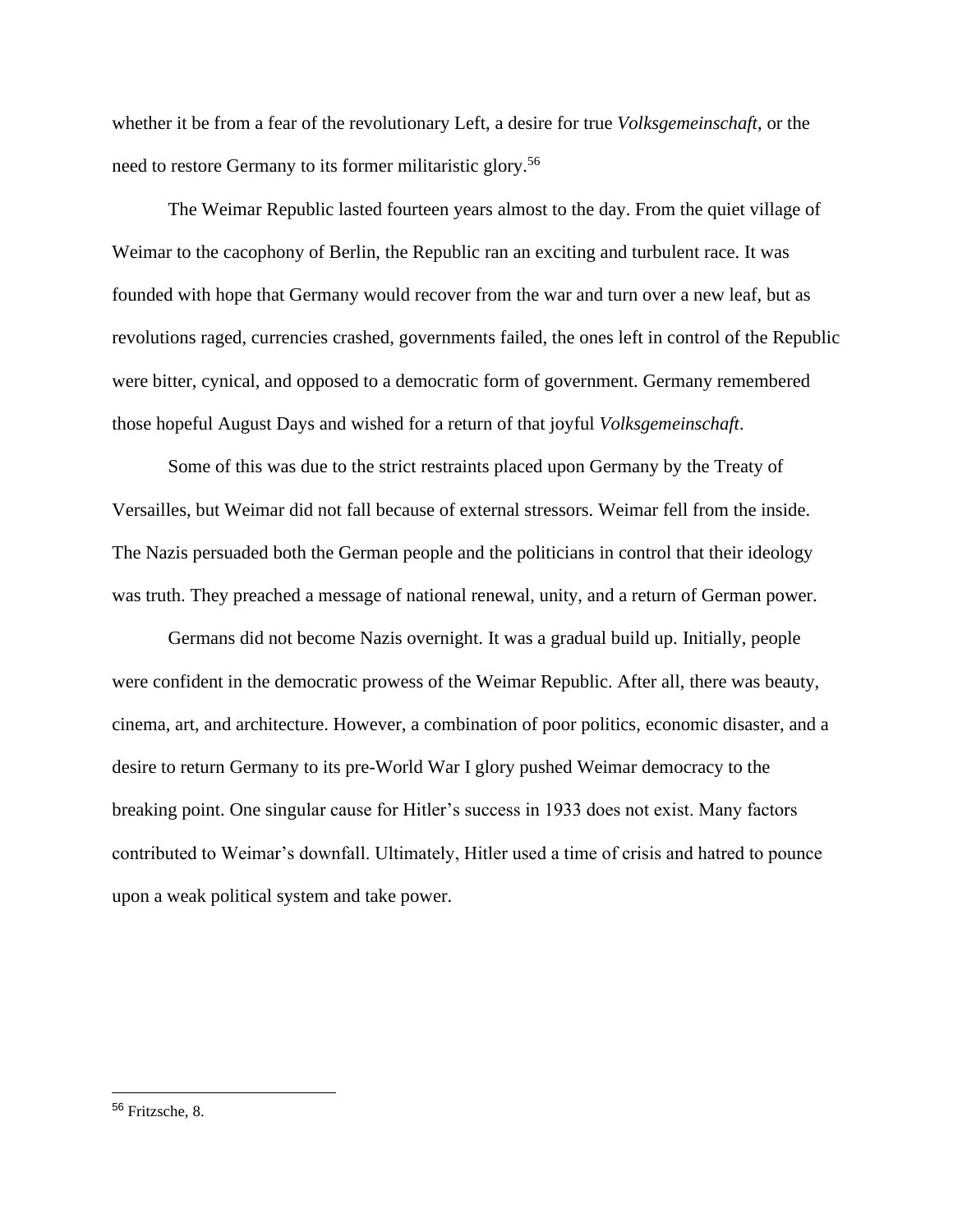whether it be from a fear of the revolutionary Left, a desire for true *Volksgemeinschaft*, or the need to restore Germany to its former militaristic glory.[56]

The Weimar Republic lasted fourteen years almost to the day. From the quiet village of Weimar to the cacophony of Berlin, the Republic ran an exciting and turbulent race. It was founded with hope that Germany would recover from the war and turn over a new leaf, but as revolutions raged, currencies crashed, governments failed, the ones left in control of the Republic were bitter, cynical, and opposed to a democratic form of government. Germany remembered those hopeful August Days and wished for a return of that joyful *Volksgemeinschaft*.

Some of this was due to the strict restraints placed upon Germany by the Treaty of Versailles, but Weimar did not fall because of external stressors. Weimar fell from the inside. The Nazis persuaded both the German people and the politicians in control that their ideology was truth. They preached a message of national renewal, unity, and a return of German power.

Germans did not become Nazis overnight. It was a gradual build up. Initially, people were confident in the democratic prowess of the Weimar Republic. After all, there was beauty, cinema, art, and architecture. However, a combination of poor politics, economic disaster, and a desire to return Germany to its pre-World War I glory pushed Weimar democracy to the breaking point. One singular cause for Hitler's success in 1933 does not exist. Many factors contributed to Weimar's downfall. Ultimately, Hitler used a time of crisis and hatred to pounce upon a weak political system and take power.

---

[56] Fritzsche, 8.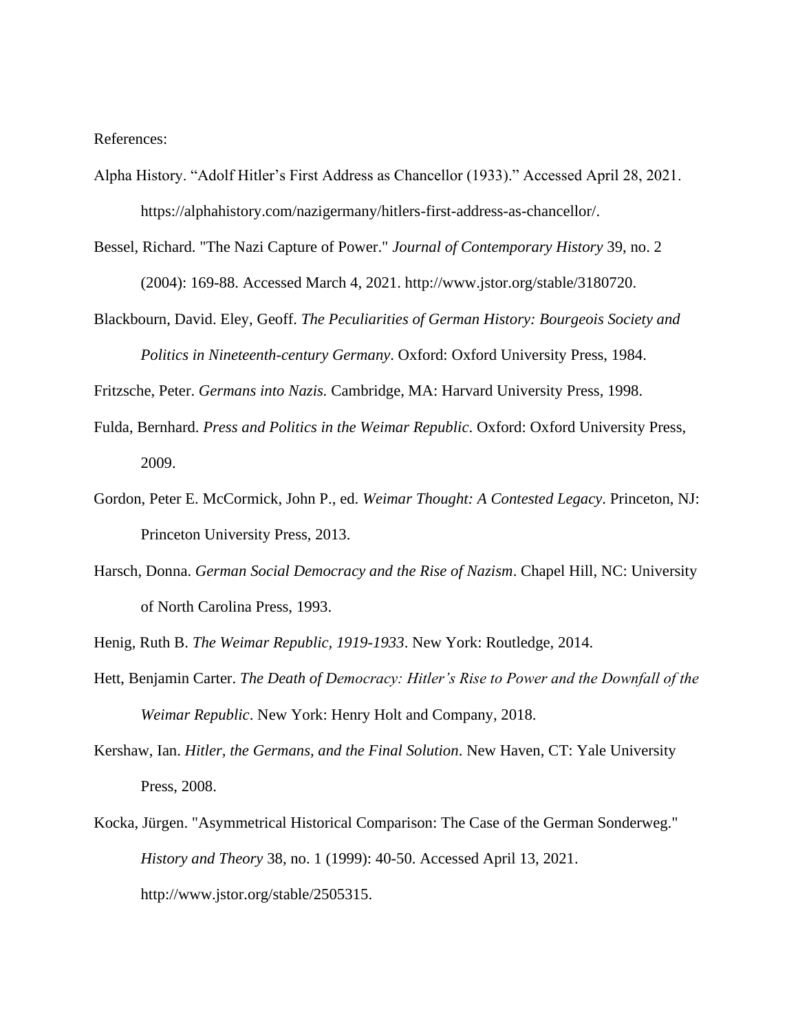References:

Alpha History. "Adolf Hitler's First Address as Chancellor (1933)." Accessed April 28, 2021. https://alphahistory.com/nazigermany/hitlers-first-address-as-chancellor/.

Bessel, Richard. "The Nazi Capture of Power." *Journal of Contemporary History* 39, no. 2 (2004): 169-88. Accessed March 4, 2021. http://www.jstor.org/stable/3180720.

Blackbourn, David. Eley, Geoff. *The Peculiarities of German History: Bourgeois Society and Politics in Nineteenth-century Germany*. Oxford: Oxford University Press, 1984.

Fritzsche, Peter. *Germans into Nazis.* Cambridge, MA: Harvard University Press, 1998.

Fulda, Bernhard. *Press and Politics in the Weimar Republic*. Oxford: Oxford University Press, 2009.

Gordon, Peter E. McCormick, John P., ed. *Weimar Thought: A Contested Legacy*. Princeton, NJ: Princeton University Press, 2013.

Harsch, Donna. *German Social Democracy and the Rise of Nazism*. Chapel Hill, NC: University of North Carolina Press, 1993.

Henig, Ruth B. *The Weimar Republic, 1919-1933*. New York: Routledge, 2014.

Hett, Benjamin Carter. *The Death of Democracy: Hitler's Rise to Power and the Downfall of the Weimar Republic*. New York: Henry Holt and Company, 2018.

Kershaw, Ian. *Hitler, the Germans, and the Final Solution*. New Haven, CT: Yale University Press, 2008.

Kocka, Jürgen. "Asymmetrical Historical Comparison: The Case of the German Sonderweg." *History and Theory* 38, no. 1 (1999): 40-50. Accessed April 13, 2021. http://www.jstor.org/stable/2505315.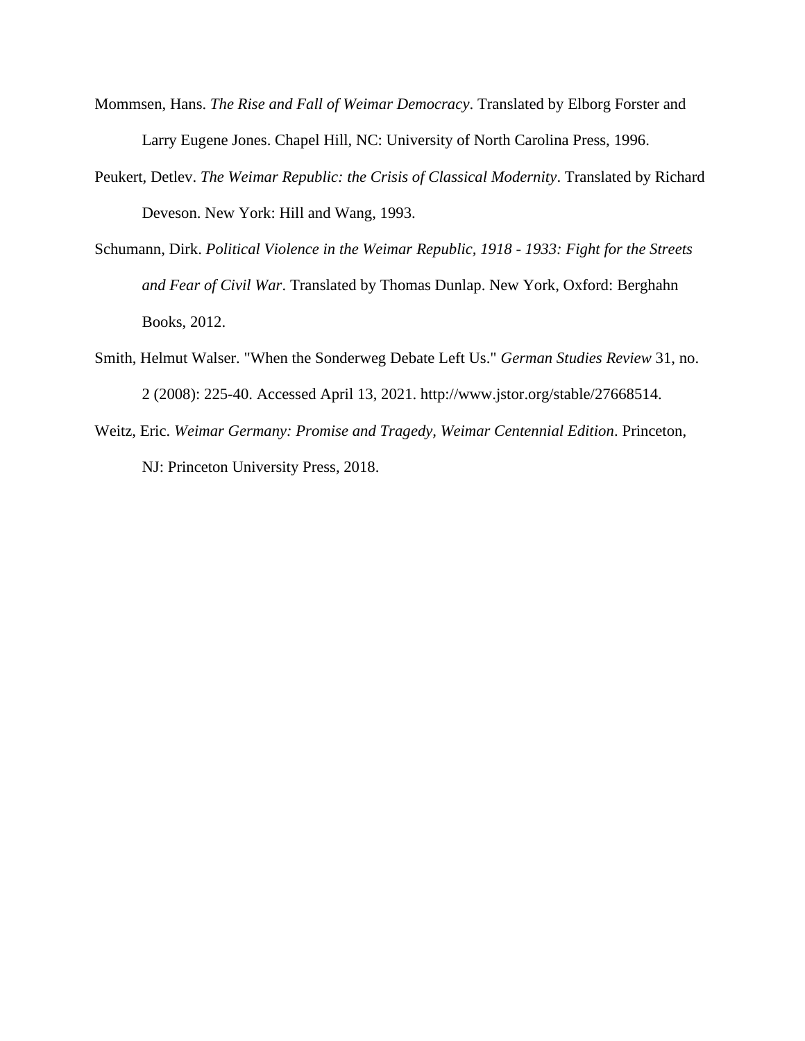Mommsen, Hans. *The Rise and Fall of Weimar Democracy*. Translated by Elborg Forster and Larry Eugene Jones. Chapel Hill, NC: University of North Carolina Press, 1996.

Peukert, Detlev. *The Weimar Republic: the Crisis of Classical Modernity*. Translated by Richard Deveson. New York: Hill and Wang, 1993.

Schumann, Dirk. *Political Violence in the Weimar Republic, 1918 - 1933: Fight for the Streets and Fear of Civil War*. Translated by Thomas Dunlap. New York, Oxford: Berghahn Books, 2012.

Smith, Helmut Walser. "When the Sonderweg Debate Left Us." *German Studies Review* 31, no. 2 (2008): 225-40. Accessed April 13, 2021. http://www.jstor.org/stable/27668514.

Weitz, Eric. *Weimar Germany: Promise and Tragedy, Weimar Centennial Edition*. Princeton, NJ: Princeton University Press, 2018.